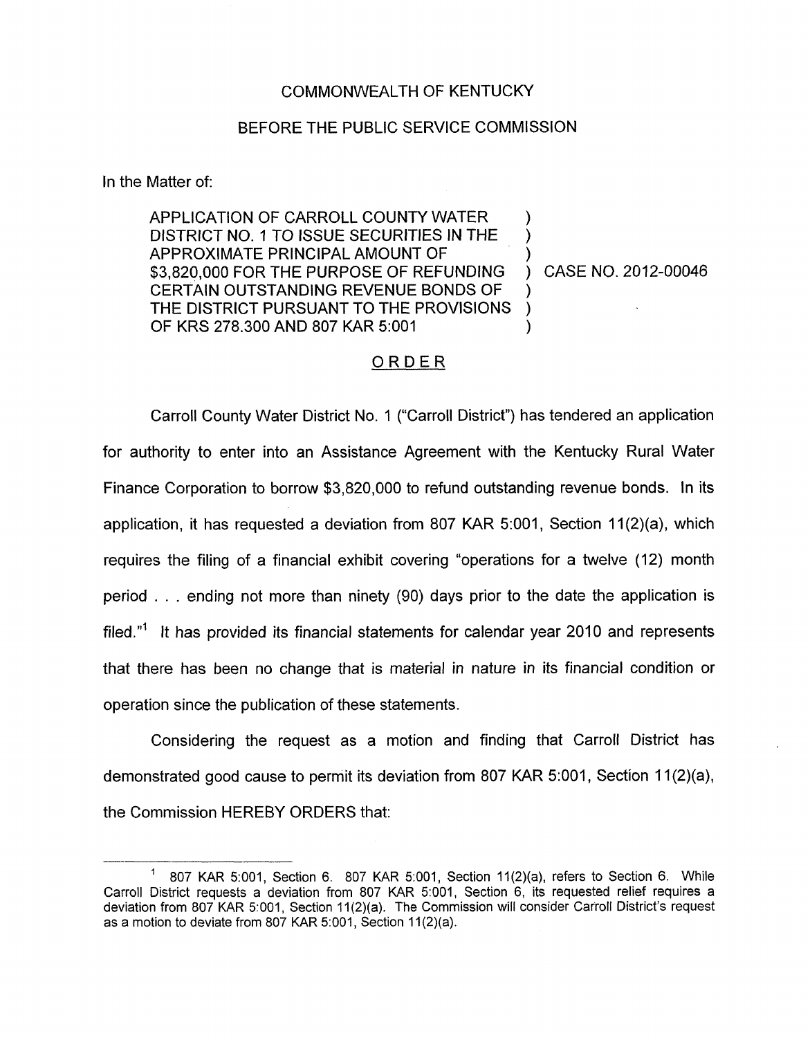COMMONWEALTH OF KENTUCKY

BEFORE THE PUBLIC SERVICE COMMISSION

In the Matter of:

| | | |
|---|---|---|
| APPLICATION OF CARROLL COUNTY WATER DISTRICT NO. 1 TO ISSUE SECURITIES IN THE APPROXIMATE PRINCIPAL AMOUNT OF $3,820,000 FOR THE PURPOSE OF REFUNDING CERTAIN OUTSTANDING REVENUE BONDS OF THE DISTRICT PURSUANT TO THE PROVISIONS OF KRS 278.300 AND 807 KAR 5:001 | ) | CASE NO. 2012-00046 |

## ORDER

Carroll County Water District No. 1 ("Carroll District") has tendered an application for authority to enter into an Assistance Agreement with the Kentucky Rural Water Finance Corporation to borrow $3,820,000 to refund outstanding revenue bonds. In its application, it has requested a deviation from 807 KAR 5:001, Section 11(2)(a), which requires the filing of a financial exhibit covering "operations for a twelve (12) month period . . . ending not more than ninety (90) days prior to the date the application is filed."[1] It has provided its financial statements for calendar year 2010 and represents that there has been no change that is material in nature in its financial condition or operation since the publication of these statements.

Considering the request as a motion and finding that Carroll District has demonstrated good cause to permit its deviation from 807 KAR 5:001, Section 11(2)(a), the Commission HEREBY ORDERS that:

---

[1] 807 KAR 5:001, Section 6. 807 KAR 5:001, Section 11(2)(a), refers to Section 6. While Carroll District requests a deviation from 807 KAR 5:001, Section 6, its requested relief requires a deviation from 807 KAR 5:001, Section 11(2)(a). The Commission will consider Carroll District's request as a motion to deviate from 807 KAR 5:001, Section 11(2)(a).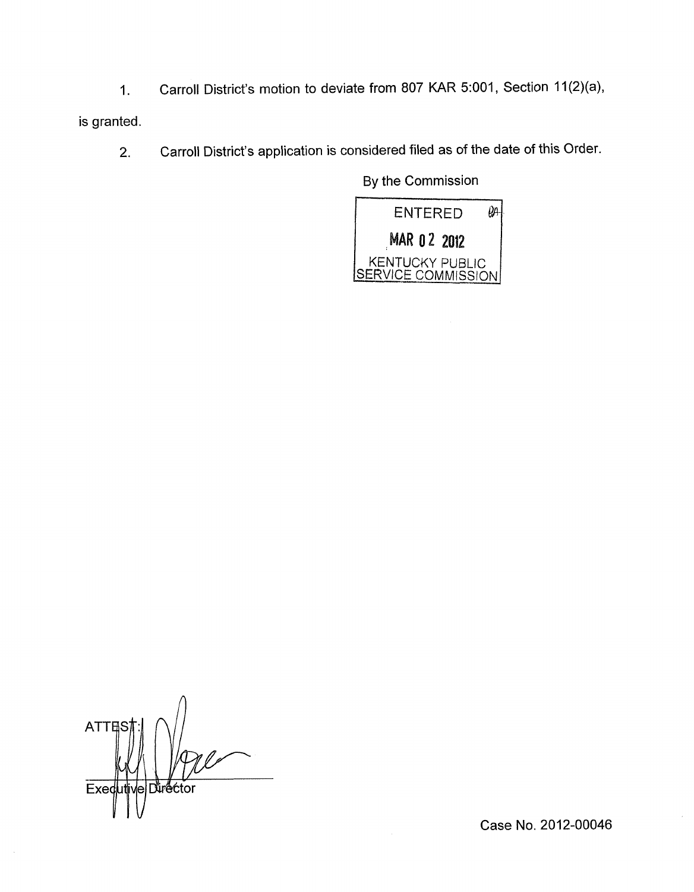1. Carroll District's motion to deviate from 807 KAR 5:001, Section 11(2)(a), is granted.

2. Carroll District's application is considered filed as of the date of this Order.

By the Commission

ENTERED
MAR 02 2012
KENTUCKY PUBLIC SERVICE COMMISSION

ATTEST:

Executive Director

Case No. 2012-00046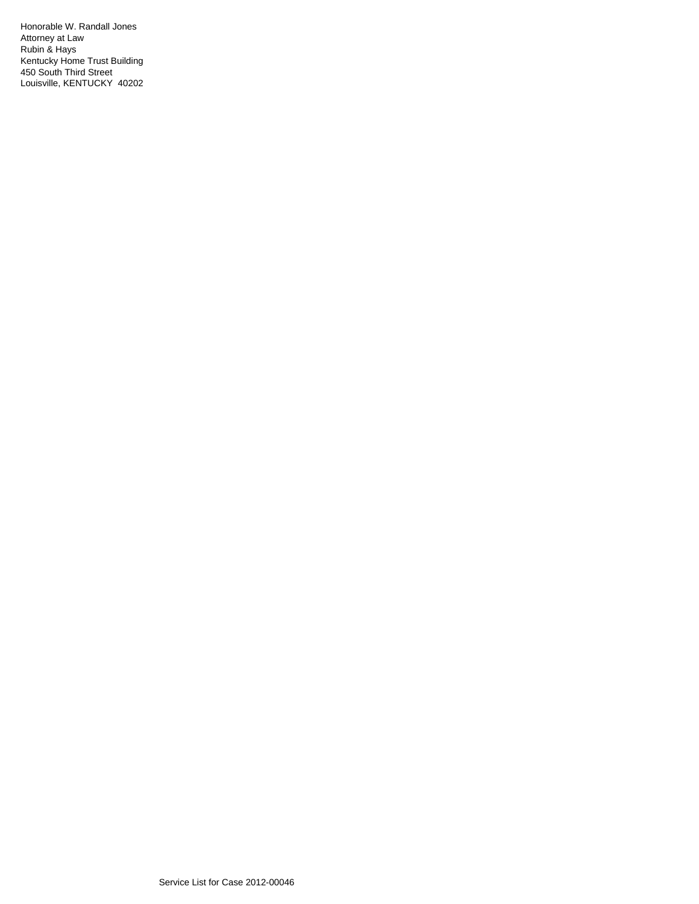Honorable W. Randall Jones
Attorney at Law
Rubin & Hays
Kentucky Home Trust Building
450 South Third Street
Louisville, KENTUCKY 40202